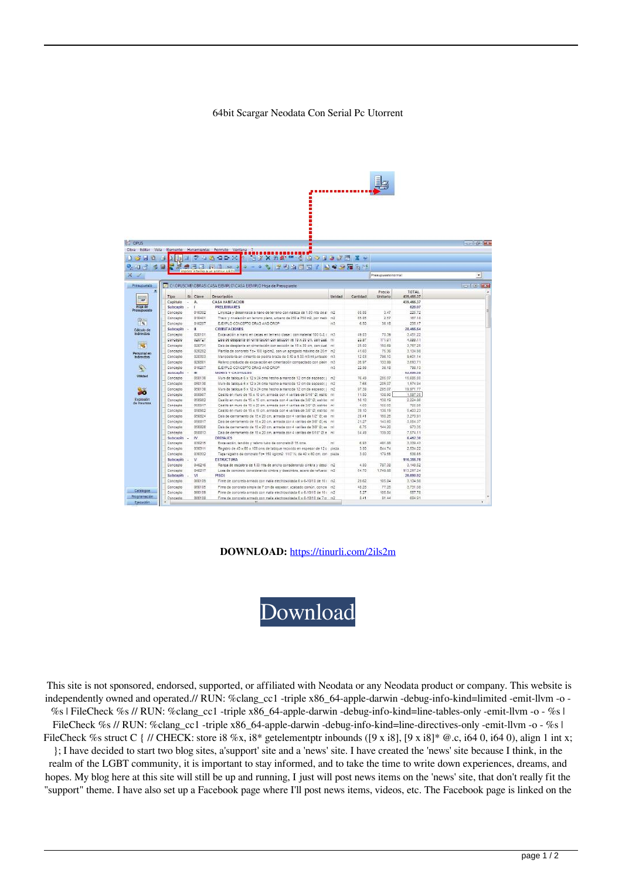64bit Scargar Neodata Con Serial Pc Utorrent

**DOWNLOAD:** https://tinurli.com/2ils2m

Download

This site is not sponsored, endorsed, supported, or affiliated with Neodata or any Neodata product or company. This website is independently owned and operated.// RUN: %clang_cc1 -triple x86_64-apple-darwin -debug-info-kind=limited -emit-llvm -o - %s | FileCheck %s // RUN: %clang_cc1 -triple x86_64-apple-darwin -debug-info-kind=line-tables-only -emit-llvm -o - %s | FileCheck %s // RUN: %clang_cc1 -triple x86_64-apple-darwin -debug-info-kind=line-directives-only -emit-llvm -o - %s | FileCheck %s struct C { // CHECK: store i8 %x, i8* getelementptr inbounds ([9 x i8], [9 x i8]* @.c, i64 0, i64 0), align 1 int x; }; I have decided to start two blog sites, a'support' site and a 'news' site. I have created the 'news' site because I think, in the realm of the LGBT community, it is important to stay informed, and to take the time to write down experiences, dreams, and hopes. My blog here at this site will still be up and running, I just will post news items on the 'news' site, that don't really fit the "support" theme. I have also set up a Facebook page where I'll post news items, videos, etc. The Facebook page is linked on the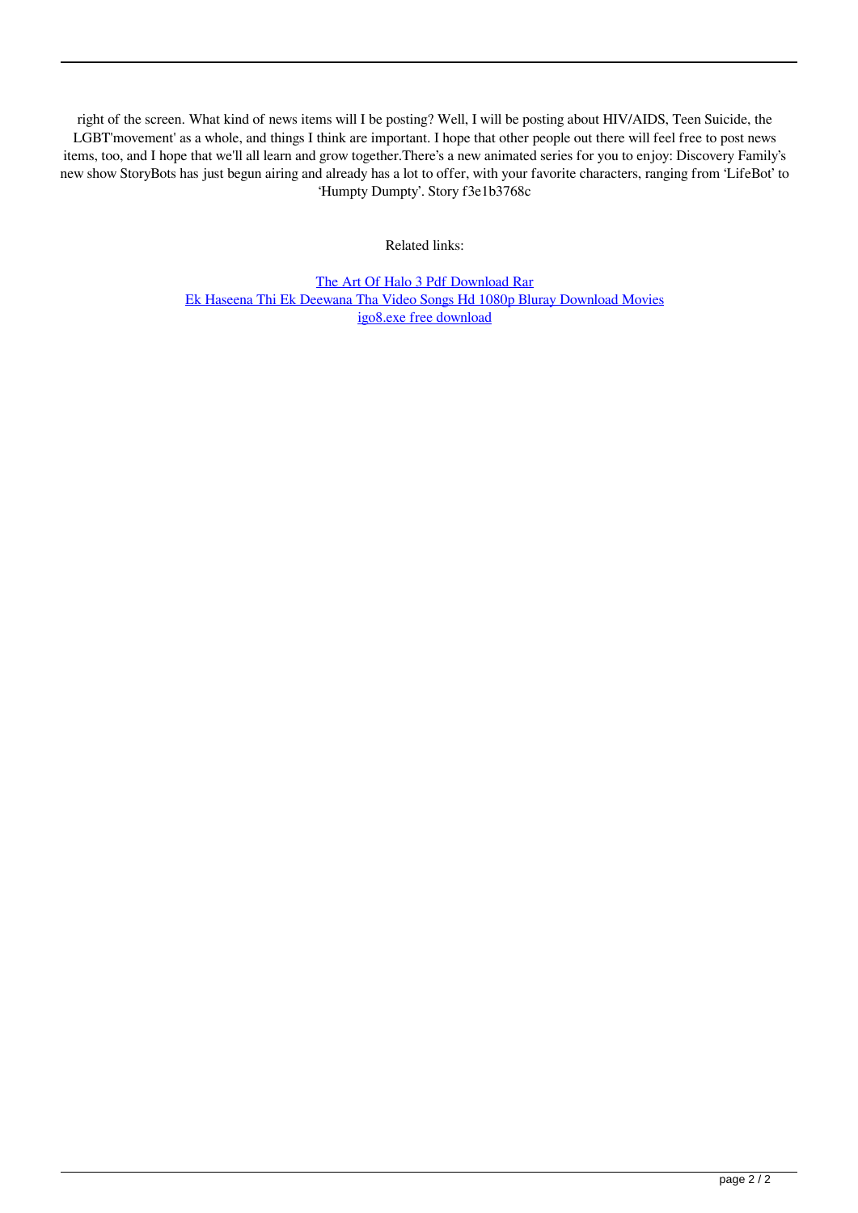right of the screen. What kind of news items will I be posting? Well, I will be posting about HIV/AIDS, Teen Suicide, the LGBT'movement' as a whole, and things I think are important. I hope that other people out there will feel free to post news items, too, and I hope that we'll all learn and grow together.There's a new animated series for you to enjoy: Discovery Family's new show StoryBots has just begun airing and already has a lot to offer, with your favorite characters, ranging from 'LifeBot' to 'Humpty Dumpty'. Story f3e1b3768c

Related links:

The Art Of Halo 3 Pdf Download Rar
Ek Haseena Thi Ek Deewana Tha Video Songs Hd 1080p Bluray Download Movies
igo8.exe free download